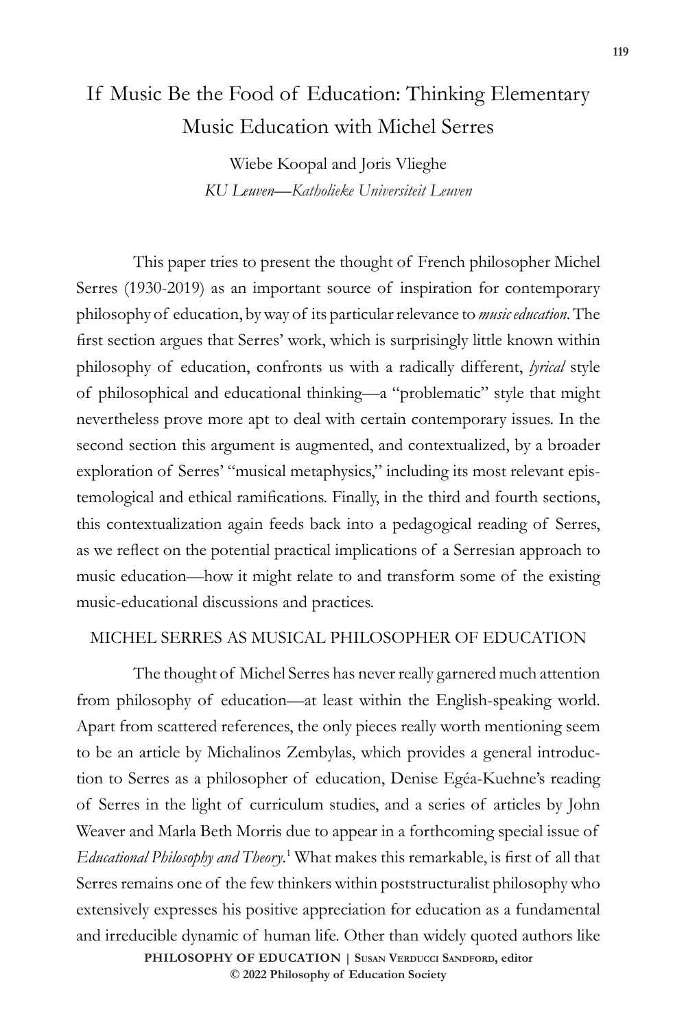# If Music Be the Food of Education: Thinking Elementary Music Education with Michel Serres

Wiebe Koopal and Joris Vlieghe

*KU Leuven—Katholieke Universiteit Leuven*

This paper tries to present the thought of French philosopher Michel Serres (1930-2019) as an important source of inspiration for contemporary philosophy of education, by way of its particular relevance to *music education*. The first section argues that Serres' work, which is surprisingly little known within philosophy of education, confronts us with a radically different, *lyrical* style of philosophical and educational thinking—a "problematic" style that might nevertheless prove more apt to deal with certain contemporary issues. In the second section this argument is augmented, and contextualized, by a broader exploration of Serres' "musical metaphysics," including its most relevant epistemological and ethical ramifications. Finally, in the third and fourth sections, this contextualization again feeds back into a pedagogical reading of Serres, as we reflect on the potential practical implications of a Serresian approach to music education—how it might relate to and transform some of the existing music-educational discussions and practices.

## MICHEL SERRES AS MUSICAL PHILOSOPHER OF EDUCATION

The thought of Michel Serres has never really garnered much attention from philosophy of education—at least within the English-speaking world. Apart from scattered references, the only pieces really worth mentioning seem to be an article by Michalinos Zembylas, which provides a general introduction to Serres as a philosopher of education, Denise Egéa-Kuehne's reading of Serres in the light of curriculum studies, and a series of articles by John Weaver and Marla Beth Morris due to appear in a forthcoming special issue of *Educational Philosophy and Theory*.[1] What makes this remarkable, is first of all that Serres remains one of the few thinkers within poststructuralist philosophy who extensively expresses his positive appreciation for education as a fundamental and irreducible dynamic of human life. Other than widely quoted authors like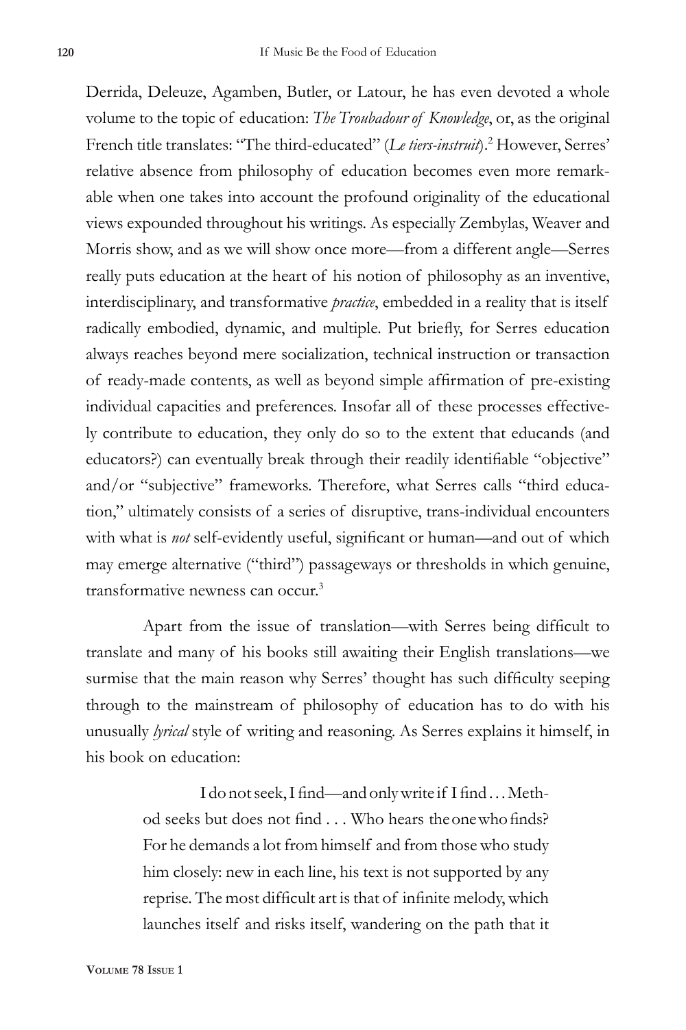Derrida, Deleuze, Agamben, Butler, or Latour, he has even devoted a whole volume to the topic of education: *The Troubadour of Knowledge*, or, as the original French title translates: "The third-educated" (*Le tiers-instruit*).[2] However, Serres' relative absence from philosophy of education becomes even more remarkable when one takes into account the profound originality of the educational views expounded throughout his writings. As especially Zembylas, Weaver and Morris show, and as we will show once more—from a different angle—Serres really puts education at the heart of his notion of philosophy as an inventive, interdisciplinary, and transformative *practice*, embedded in a reality that is itself radically embodied, dynamic, and multiple. Put briefly, for Serres education always reaches beyond mere socialization, technical instruction or transaction of ready-made contents, as well as beyond simple affirmation of pre-existing individual capacities and preferences. Insofar all of these processes effectively contribute to education, they only do so to the extent that educands (and educators?) can eventually break through their readily identifiable "objective" and/or "subjective" frameworks. Therefore, what Serres calls "third education," ultimately consists of a series of disruptive, trans-individual encounters with what is *not* self-evidently useful, significant or human—and out of which may emerge alternative ("third") passageways or thresholds in which genuine, transformative newness can occur.[3]

Apart from the issue of translation—with Serres being difficult to translate and many of his books still awaiting their English translations—we surmise that the main reason why Serres' thought has such difficulty seeping through to the mainstream of philosophy of education has to do with his unusually *lyrical* style of writing and reasoning. As Serres explains it himself, in his book on education:

> I do not seek, I find—and only write if I find . . . Method seeks but does not find . . . Who hears the one who finds? For he demands a lot from himself and from those who study him closely: new in each line, his text is not supported by any reprise. The most difficult art is that of infinite melody, which launches itself and risks itself, wandering on the path that it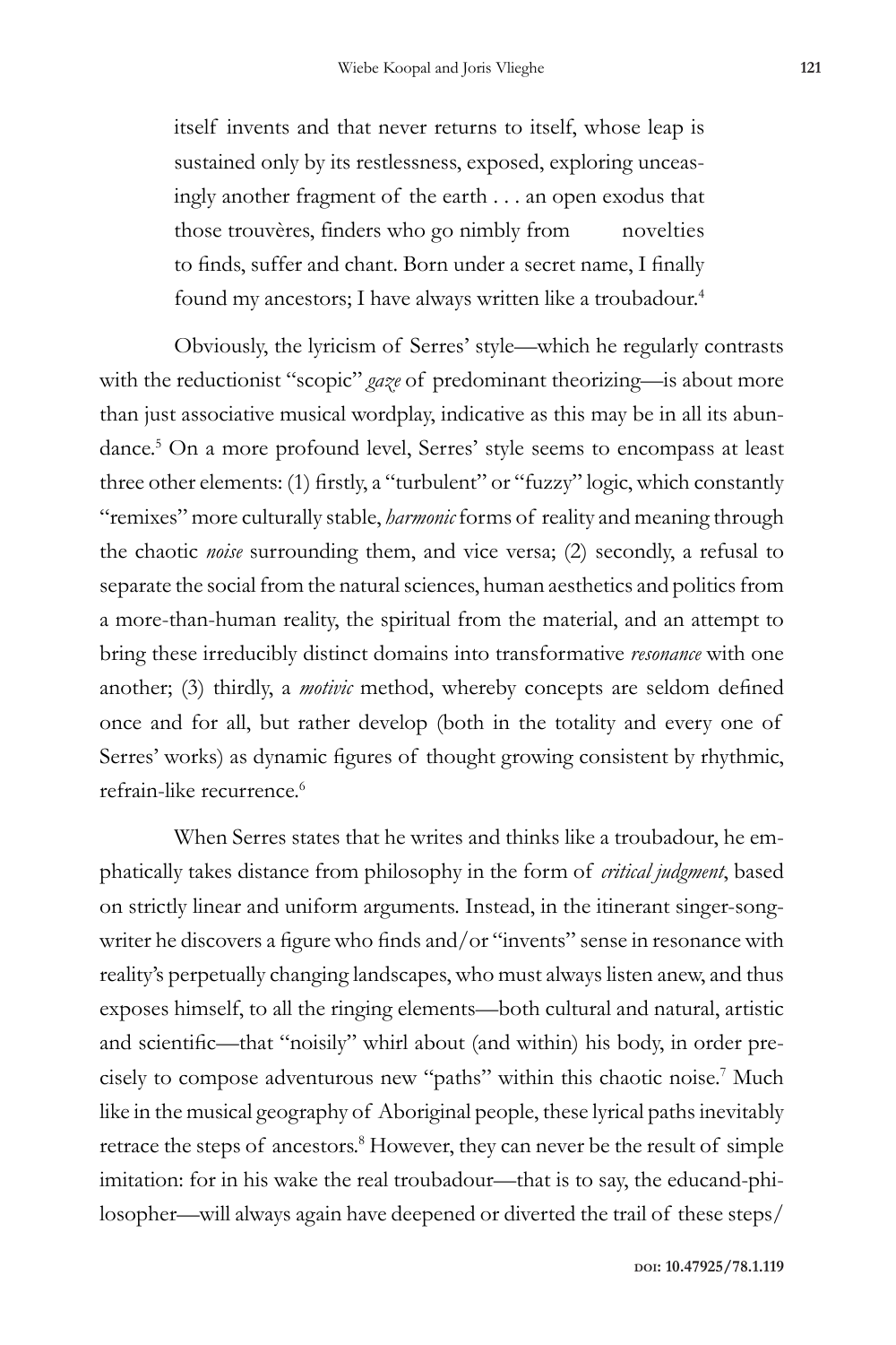> itself invents and that never returns to itself, whose leap is sustained only by its restlessness, exposed, exploring unceasingly another fragment of the earth . . . an open exodus that those trouvères, finders who go nimbly from novelties to finds, suffer and chant. Born under a secret name, I finally found my ancestors; I have always written like a troubadour.[4]

Obviously, the lyricism of Serres' style—which he regularly contrasts with the reductionist "scopic" *gaze* of predominant theorizing—is about more than just associative musical wordplay, indicative as this may be in all its abundance.[5] On a more profound level, Serres' style seems to encompass at least three other elements: (1) firstly, a "turbulent" or "fuzzy" logic, which constantly "remixes" more culturally stable, *harmonic* forms of reality and meaning through the chaotic *noise* surrounding them, and vice versa; (2) secondly, a refusal to separate the social from the natural sciences, human aesthetics and politics from a more-than-human reality, the spiritual from the material, and an attempt to bring these irreducibly distinct domains into transformative *resonance* with one another; (3) thirdly, a *motivic* method, whereby concepts are seldom defined once and for all, but rather develop (both in the totality and every one of Serres' works) as dynamic figures of thought growing consistent by rhythmic, refrain-like recurrence.[6]

When Serres states that he writes and thinks like a troubadour, he emphatically takes distance from philosophy in the form of *critical judgment*, based on strictly linear and uniform arguments. Instead, in the itinerant singer-songwriter he discovers a figure who finds and/or "invents" sense in resonance with reality's perpetually changing landscapes, who must always listen anew, and thus exposes himself, to all the ringing elements—both cultural and natural, artistic and scientific—that "noisily" whirl about (and within) his body, in order precisely to compose adventurous new "paths" within this chaotic noise.[7] Much like in the musical geography of Aboriginal people, these lyrical paths inevitably retrace the steps of ancestors.[8] However, they can never be the result of simple imitation: for in his wake the real troubadour—that is to say, the educand-philosopher—will always again have deepened or diverted the trail of these steps/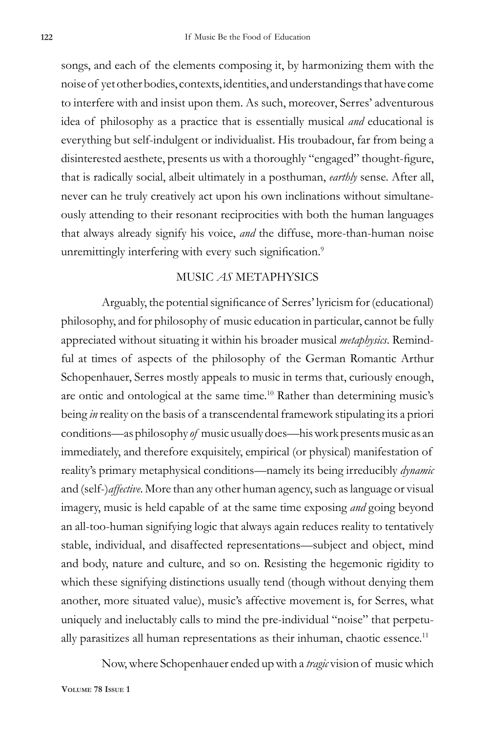songs, and each of the elements composing it, by harmonizing them with the noise of yet other bodies, contexts, identities, and understandings that have come to interfere with and insist upon them. As such, moreover, Serres' adventurous idea of philosophy as a practice that is essentially musical *and* educational is everything but self-indulgent or individualist. His troubadour, far from being a disinterested aesthete, presents us with a thoroughly "engaged" thought-figure, that is radically social, albeit ultimately in a posthuman, *earthly* sense. After all, never can he truly creatively act upon his own inclinations without simultaneously attending to their resonant reciprocities with both the human languages that always already signify his voice, *and* the diffuse, more-than-human noise unremittingly interfering with every such signification.[9]

## MUSIC *AS* METAPHYSICS

Arguably, the potential significance of Serres' lyricism for (educational) philosophy, and for philosophy of music education in particular, cannot be fully appreciated without situating it within his broader musical *metaphysics*. Remindful at times of aspects of the philosophy of the German Romantic Arthur Schopenhauer, Serres mostly appeals to music in terms that, curiously enough, are ontic and ontological at the same time.[10] Rather than determining music's being *in* reality on the basis of a transcendental framework stipulating its a priori conditions—as philosophy *of* music usually does—his work presents music as an immediately, and therefore exquisitely, empirical (or physical) manifestation of reality's primary metaphysical conditions—namely its being irreducibly *dynamic* and (self-)*affective*. More than any other human agency, such as language or visual imagery, music is held capable of at the same time exposing *and* going beyond an all-too-human signifying logic that always again reduces reality to tentatively stable, individual, and disaffected representations—subject and object, mind and body, nature and culture, and so on. Resisting the hegemonic rigidity to which these signifying distinctions usually tend (though without denying them another, more situated value), music's affective movement is, for Serres, what uniquely and ineluctably calls to mind the pre-individual "noise" that perpetually parasitizes all human representations as their inhuman, chaotic essence.[11]

Now, where Schopenhauer ended up with a *tragic* vision of music which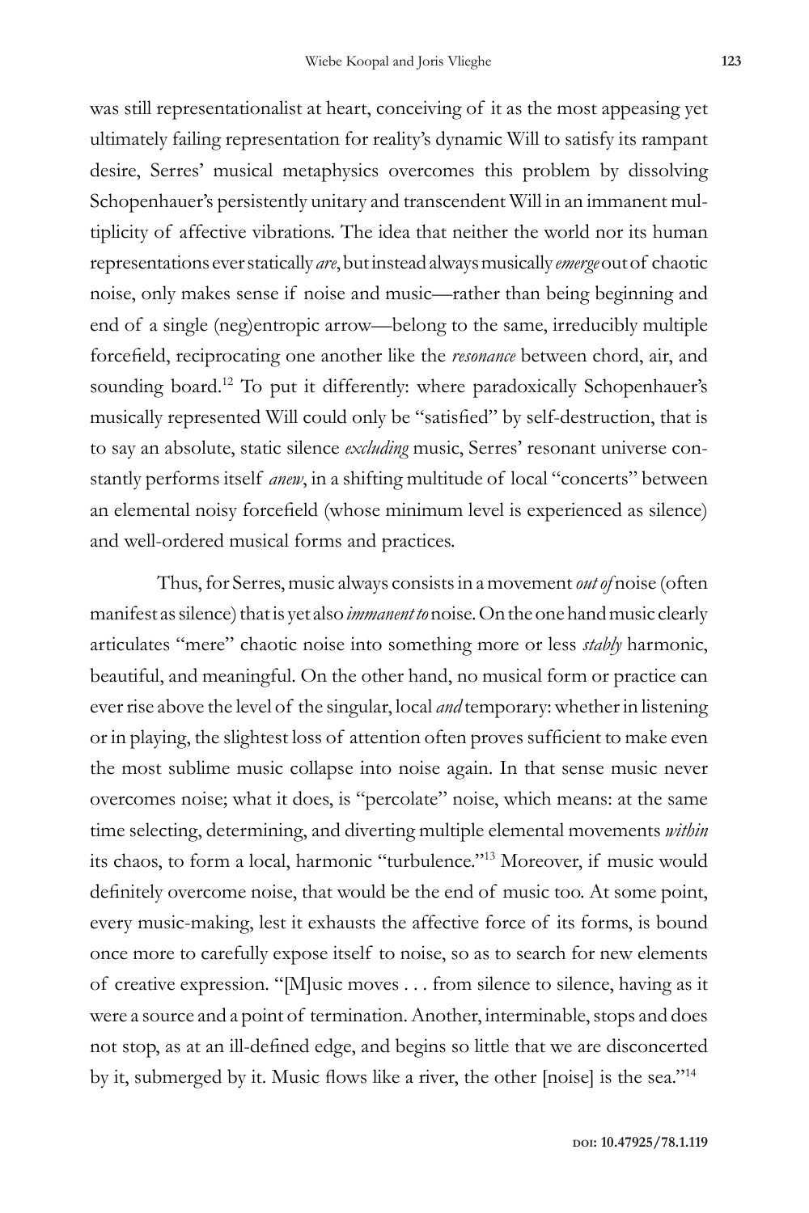was still representationalist at heart, conceiving of it as the most appeasing yet ultimately failing representation for reality's dynamic Will to satisfy its rampant desire, Serres' musical metaphysics overcomes this problem by dissolving Schopenhauer's persistently unitary and transcendent Will in an immanent multiplicity of affective vibrations. The idea that neither the world nor its human representations ever statically *are*, but instead always musically *emerge* out of chaotic noise, only makes sense if noise and music—rather than being beginning and end of a single (neg)entropic arrow—belong to the same, irreducibly multiple forcefield, reciprocating one another like the *resonance* between chord, air, and sounding board.[12] To put it differently: where paradoxically Schopenhauer's musically represented Will could only be "satisfied" by self-destruction, that is to say an absolute, static silence *excluding* music, Serres' resonant universe constantly performs itself *anew*, in a shifting multitude of local "concerts" between an elemental noisy forcefield (whose minimum level is experienced as silence) and well-ordered musical forms and practices.

Thus, for Serres, music always consists in a movement *out of* noise (often manifest as silence) that is yet also *immanent to* noise. On the one hand music clearly articulates "mere" chaotic noise into something more or less *stably* harmonic, beautiful, and meaningful. On the other hand, no musical form or practice can ever rise above the level of the singular, local *and* temporary: whether in listening or in playing, the slightest loss of attention often proves sufficient to make even the most sublime music collapse into noise again. In that sense music never overcomes noise; what it does, is "percolate" noise, which means: at the same time selecting, determining, and diverting multiple elemental movements *within* its chaos, to form a local, harmonic "turbulence."[13] Moreover, if music would definitely overcome noise, that would be the end of music too. At some point, every music-making, lest it exhausts the affective force of its forms, is bound once more to carefully expose itself to noise, so as to search for new elements of creative expression. "[M]usic moves . . . from silence to silence, having as it were a source and a point of termination. Another, interminable, stops and does not stop, as at an ill-defined edge, and begins so little that we are disconcerted by it, submerged by it. Music flows like a river, the other [noise] is the sea."[14]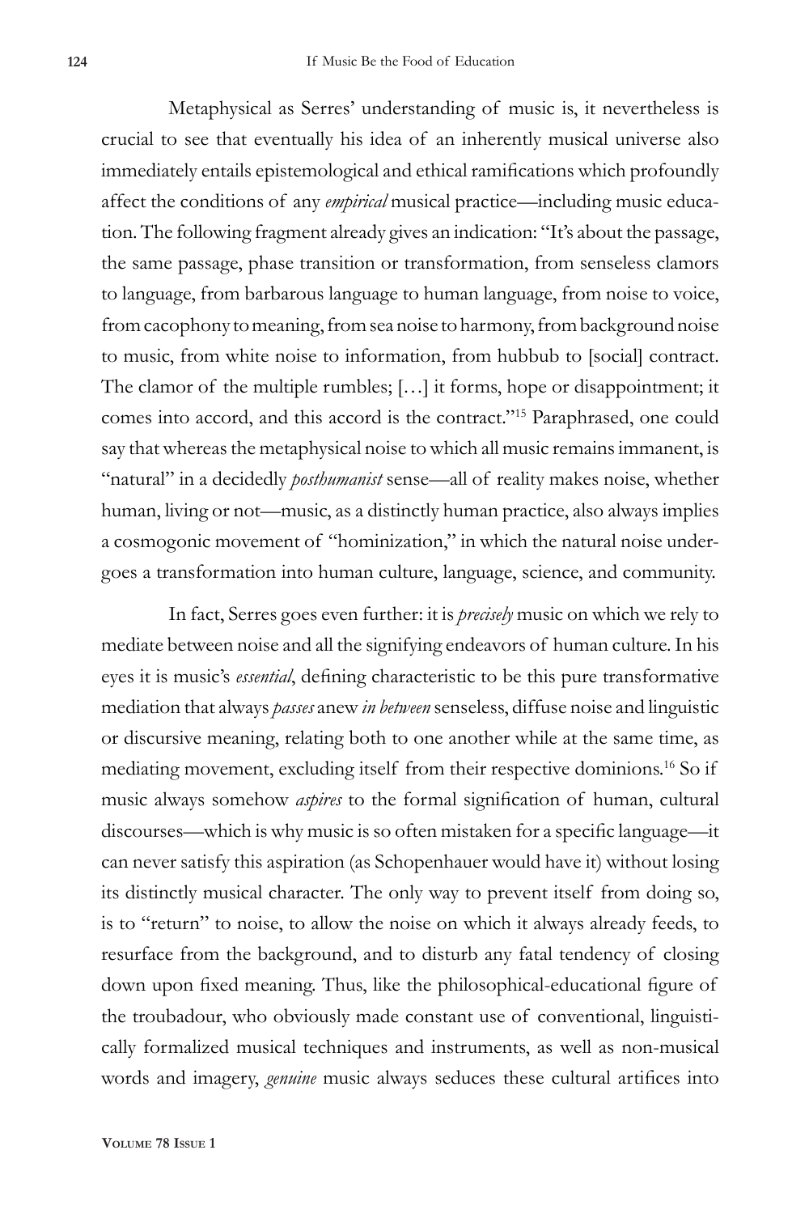Metaphysical as Serres' understanding of music is, it nevertheless is crucial to see that eventually his idea of an inherently musical universe also immediately entails epistemological and ethical ramifications which profoundly affect the conditions of any *empirical* musical practice—including music education. The following fragment already gives an indication: "It's about the passage, the same passage, phase transition or transformation, from senseless clamors to language, from barbarous language to human language, from noise to voice, from cacophony to meaning, from sea noise to harmony, from background noise to music, from white noise to information, from hubbub to [social] contract. The clamor of the multiple rumbles; [...] it forms, hope or disappointment; it comes into accord, and this accord is the contract."[15] Paraphrased, one could say that whereas the metaphysical noise to which all music remains immanent, is "natural" in a decidedly *posthumanist* sense—all of reality makes noise, whether human, living or not—music, as a distinctly human practice, also always implies a cosmogonic movement of "hominization," in which the natural noise undergoes a transformation into human culture, language, science, and community.

In fact, Serres goes even further: it is *precisely* music on which we rely to mediate between noise and all the signifying endeavors of human culture. In his eyes it is music's *essential*, defining characteristic to be this pure transformative mediation that always *passes* anew *in between* senseless, diffuse noise and linguistic or discursive meaning, relating both to one another while at the same time, as mediating movement, excluding itself from their respective dominions.[16] So if music always somehow *aspires* to the formal signification of human, cultural discourses—which is why music is so often mistaken for a specific language—it can never satisfy this aspiration (as Schopenhauer would have it) without losing its distinctly musical character. The only way to prevent itself from doing so, is to "return" to noise, to allow the noise on which it always already feeds, to resurface from the background, and to disturb any fatal tendency of closing down upon fixed meaning. Thus, like the philosophical-educational figure of the troubadour, who obviously made constant use of conventional, linguistically formalized musical techniques and instruments, as well as non-musical words and imagery, *genuine* music always seduces these cultural artifices into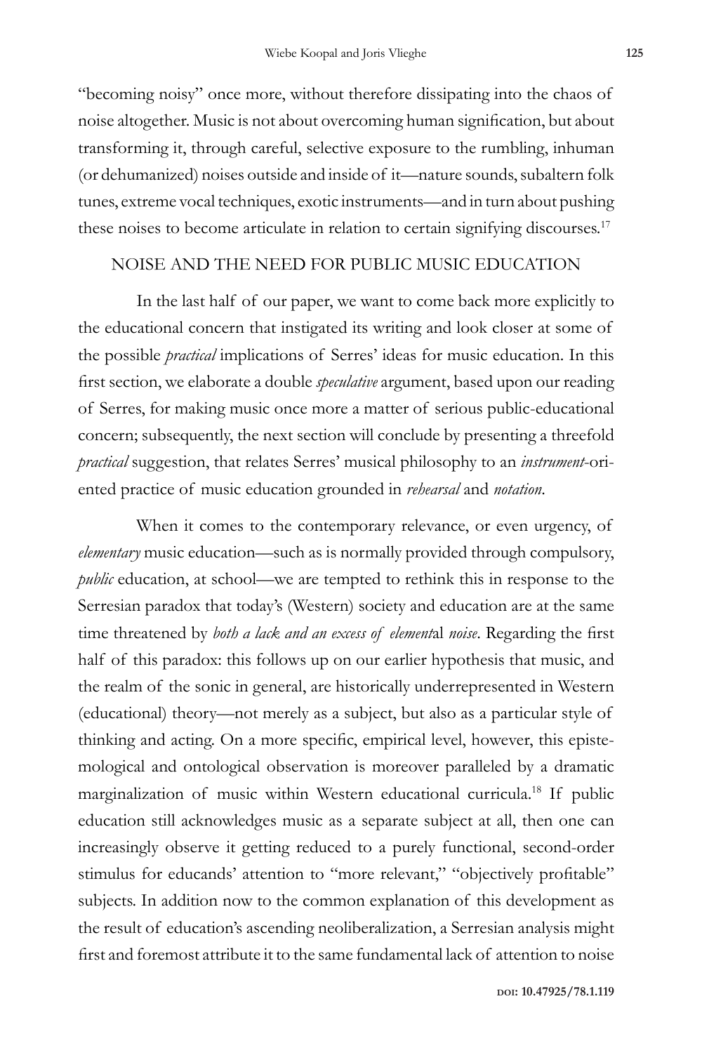"becoming noisy" once more, without therefore dissipating into the chaos of noise altogether. Music is not about overcoming human signification, but about transforming it, through careful, selective exposure to the rumbling, inhuman (or dehumanized) noises outside and inside of it—nature sounds, subaltern folk tunes, extreme vocal techniques, exotic instruments—and in turn about pushing these noises to become articulate in relation to certain signifying discourses.[17]

## NOISE AND THE NEED FOR PUBLIC MUSIC EDUCATION

In the last half of our paper, we want to come back more explicitly to the educational concern that instigated its writing and look closer at some of the possible *practical* implications of Serres' ideas for music education. In this first section, we elaborate a double *speculative* argument, based upon our reading of Serres, for making music once more a matter of serious public-educational concern; subsequently, the next section will conclude by presenting a threefold *practical* suggestion, that relates Serres' musical philosophy to an *instrument*-oriented practice of music education grounded in *rehearsal* and *notation*.

When it comes to the contemporary relevance, or even urgency, of *elementary* music education—such as is normally provided through compulsory, *public* education, at school—we are tempted to rethink this in response to the Serresian paradox that today's (Western) society and education are at the same time threatened by *both a lack and an excess of element*al *noise*. Regarding the first half of this paradox: this follows up on our earlier hypothesis that music, and the realm of the sonic in general, are historically underrepresented in Western (educational) theory—not merely as a subject, but also as a particular style of thinking and acting. On a more specific, empirical level, however, this epistemological and ontological observation is moreover paralleled by a dramatic marginalization of music within Western educational curricula.[18] If public education still acknowledges music as a separate subject at all, then one can increasingly observe it getting reduced to a purely functional, second-order stimulus for educands' attention to "more relevant," "objectively profitable" subjects. In addition now to the common explanation of this development as the result of education's ascending neoliberalization, a Serresian analysis might first and foremost attribute it to the same fundamental lack of attention to noise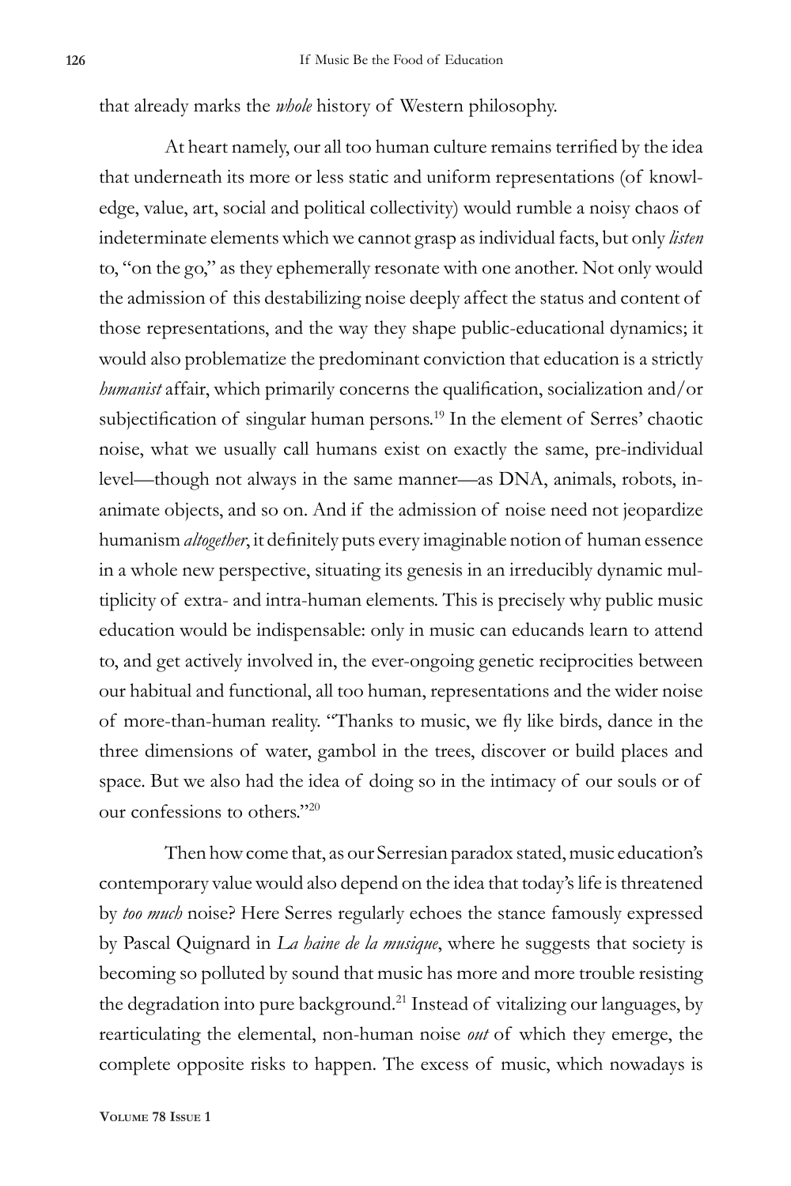that already marks the *whole* history of Western philosophy.

At heart namely, our all too human culture remains terrified by the idea that underneath its more or less static and uniform representations (of knowledge, value, art, social and political collectivity) would rumble a noisy chaos of indeterminate elements which we cannot grasp as individual facts, but only *listen* to, "on the go," as they ephemerally resonate with one another. Not only would the admission of this destabilizing noise deeply affect the status and content of those representations, and the way they shape public-educational dynamics; it would also problematize the predominant conviction that education is a strictly *humanist* affair, which primarily concerns the qualification, socialization and/or subjectification of singular human persons.[19] In the element of Serres' chaotic noise, what we usually call humans exist on exactly the same, pre-individual level—though not always in the same manner—as DNA, animals, robots, inanimate objects, and so on. And if the admission of noise need not jeopardize humanism *altogether*, it definitely puts every imaginable notion of human essence in a whole new perspective, situating its genesis in an irreducibly dynamic multiplicity of extra- and intra-human elements. This is precisely why public music education would be indispensable: only in music can educands learn to attend to, and get actively involved in, the ever-ongoing genetic reciprocities between our habitual and functional, all too human, representations and the wider noise of more-than-human reality. "Thanks to music, we fly like birds, dance in the three dimensions of water, gambol in the trees, discover or build places and space. But we also had the idea of doing so in the intimacy of our souls or of our confessions to others."[20]

Then how come that, as our Serresian paradox stated, music education's contemporary value would also depend on the idea that today's life is threatened by *too much* noise? Here Serres regularly echoes the stance famously expressed by Pascal Quignard in *La haine de la musique*, where he suggests that society is becoming so polluted by sound that music has more and more trouble resisting the degradation into pure background.[21] Instead of vitalizing our languages, by rearticulating the elemental, non-human noise *out* of which they emerge, the complete opposite risks to happen. The excess of music, which nowadays is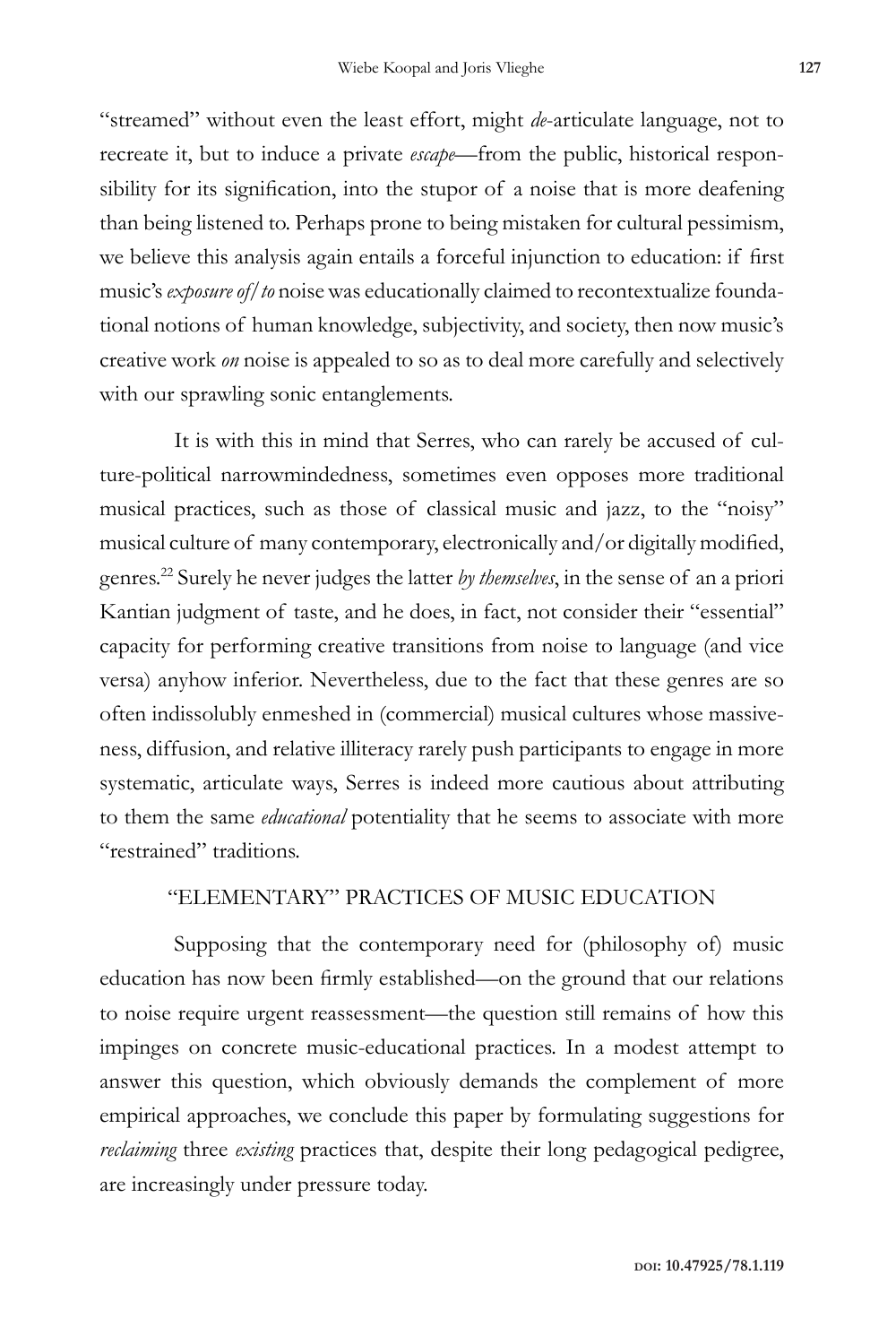"streamed" without even the least effort, might *de*-articulate language, not to recreate it, but to induce a private *escape*—from the public, historical responsibility for its signification, into the stupor of a noise that is more deafening than being listened to. Perhaps prone to being mistaken for cultural pessimism, we believe this analysis again entails a forceful injunction to education: if first music's *exposure of/to* noise was educationally claimed to recontextualize foundational notions of human knowledge, subjectivity, and society, then now music's creative work *on* noise is appealed to so as to deal more carefully and selectively with our sprawling sonic entanglements.

It is with this in mind that Serres, who can rarely be accused of culture-political narrowmindedness, sometimes even opposes more traditional musical practices, such as those of classical music and jazz, to the "noisy" musical culture of many contemporary, electronically and/or digitally modified, genres.[22] Surely he never judges the latter *by themselves*, in the sense of an a priori Kantian judgment of taste, and he does, in fact, not consider their "essential" capacity for performing creative transitions from noise to language (and vice versa) anyhow inferior. Nevertheless, due to the fact that these genres are so often indissolubly enmeshed in (commercial) musical cultures whose massiveness, diffusion, and relative illiteracy rarely push participants to engage in more systematic, articulate ways, Serres is indeed more cautious about attributing to them the same *educational* potentiality that he seems to associate with more "restrained" traditions.

## "ELEMENTARY" PRACTICES OF MUSIC EDUCATION

Supposing that the contemporary need for (philosophy of) music education has now been firmly established—on the ground that our relations to noise require urgent reassessment—the question still remains of how this impinges on concrete music-educational practices. In a modest attempt to answer this question, which obviously demands the complement of more empirical approaches, we conclude this paper by formulating suggestions for *reclaiming* three *existing* practices that, despite their long pedagogical pedigree, are increasingly under pressure today.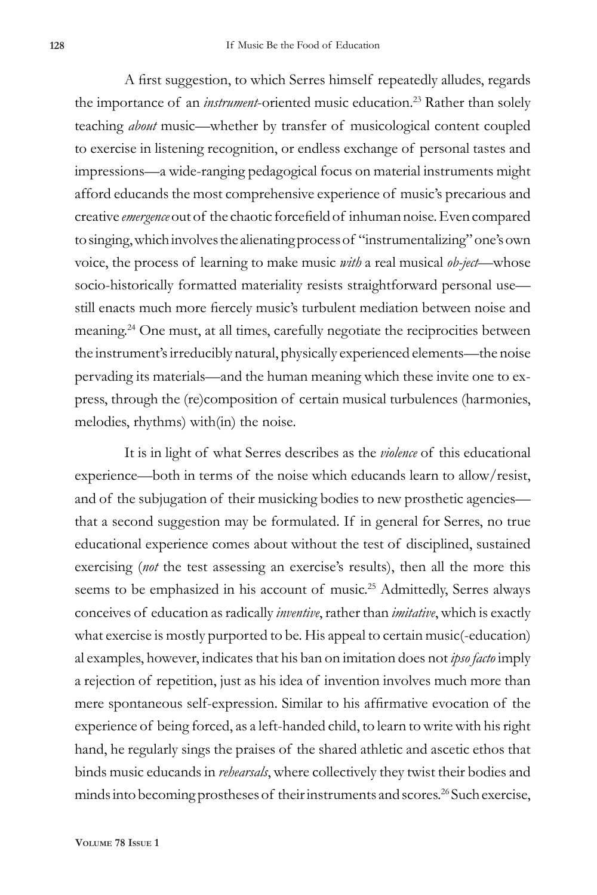A first suggestion, to which Serres himself repeatedly alludes, regards the importance of an *instrument*-oriented music education.[23] Rather than solely teaching *about* music—whether by transfer of musicological content coupled to exercise in listening recognition, or endless exchange of personal tastes and impressions—a wide-ranging pedagogical focus on material instruments might afford educands the most comprehensive experience of music's precarious and creative *emergence* out of the chaotic forcefield of inhuman noise. Even compared to singing, which involves the alienating process of "instrumentalizing" one's own voice, the process of learning to make music *with* a real musical *ob-ject*—whose socio-historically formatted materiality resists straightforward personal use—still enacts much more fiercely music's turbulent mediation between noise and meaning.[24] One must, at all times, carefully negotiate the reciprocities between the instrument's irreducibly natural, physically experienced elements—the noise pervading its materials—and the human meaning which these invite one to express, through the (re)composition of certain musical turbulences (harmonies, melodies, rhythms) with(in) the noise.

It is in light of what Serres describes as the *violence* of this educational experience—both in terms of the noise which educands learn to allow/resist, and of the subjugation of their musicking bodies to new prosthetic agencies—that a second suggestion may be formulated. If in general for Serres, no true educational experience comes about without the test of disciplined, sustained exercising (*not* the test assessing an exercise's results), then all the more this seems to be emphasized in his account of music.[25] Admittedly, Serres always conceives of education as radically *inventive*, rather than *imitative*, which is exactly what exercise is mostly purported to be. His appeal to certain music(-education)al examples, however, indicates that his ban on imitation does not *ipso facto* imply a rejection of repetition, just as his idea of invention involves much more than mere spontaneous self-expression. Similar to his affirmative evocation of the experience of being forced, as a left-handed child, to learn to write with his right hand, he regularly sings the praises of the shared athletic and ascetic ethos that binds music educands in *rehearsals*, where collectively they twist their bodies and minds into becoming prostheses of their instruments and scores.[26] Such exercise,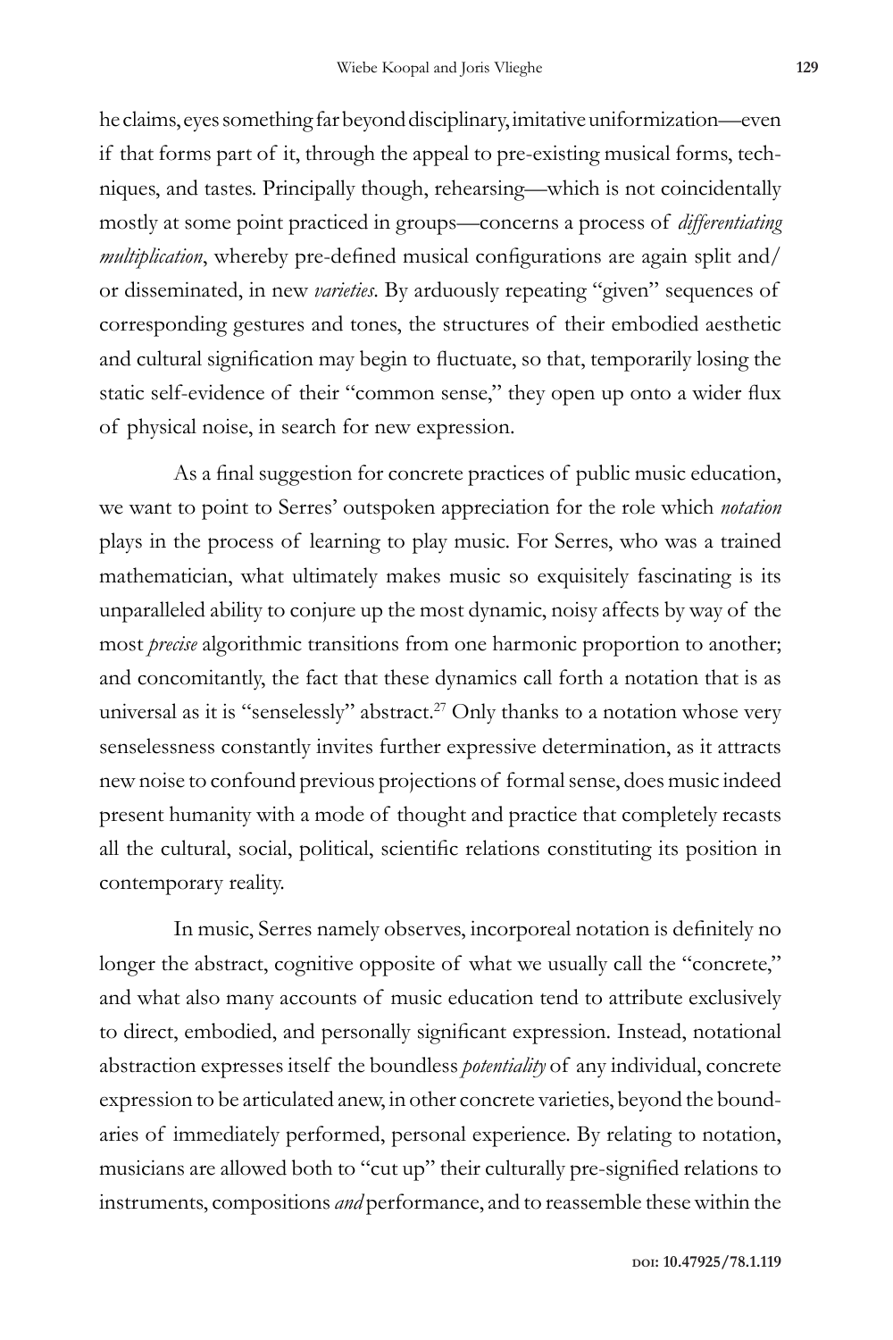he claims, eyes something far beyond disciplinary, imitative uniformization—even if that forms part of it, through the appeal to pre-existing musical forms, techniques, and tastes. Principally though, rehearsing—which is not coincidentally mostly at some point practiced in groups—concerns a process of *differentiating multiplication*, whereby pre-defined musical configurations are again split and/or disseminated, in new *varieties*. By arduously repeating "given" sequences of corresponding gestures and tones, the structures of their embodied aesthetic and cultural signification may begin to fluctuate, so that, temporarily losing the static self-evidence of their "common sense," they open up onto a wider flux of physical noise, in search for new expression.

As a final suggestion for concrete practices of public music education, we want to point to Serres' outspoken appreciation for the role which *notation* plays in the process of learning to play music. For Serres, who was a trained mathematician, what ultimately makes music so exquisitely fascinating is its unparalleled ability to conjure up the most dynamic, noisy affects by way of the most *precise* algorithmic transitions from one harmonic proportion to another; and concomitantly, the fact that these dynamics call forth a notation that is as universal as it is "senselessly" abstract.[27] Only thanks to a notation whose very senselessness constantly invites further expressive determination, as it attracts new noise to confound previous projections of formal sense, does music indeed present humanity with a mode of thought and practice that completely recasts all the cultural, social, political, scientific relations constituting its position in contemporary reality.

In music, Serres namely observes, incorporeal notation is definitely no longer the abstract, cognitive opposite of what we usually call the "concrete," and what also many accounts of music education tend to attribute exclusively to direct, embodied, and personally significant expression. Instead, notational abstraction expresses itself the boundless *potentiality* of any individual, concrete expression to be articulated anew, in other concrete varieties, beyond the boundaries of immediately performed, personal experience. By relating to notation, musicians are allowed both to "cut up" their culturally pre-signified relations to instruments, compositions *and* performance, and to reassemble these within the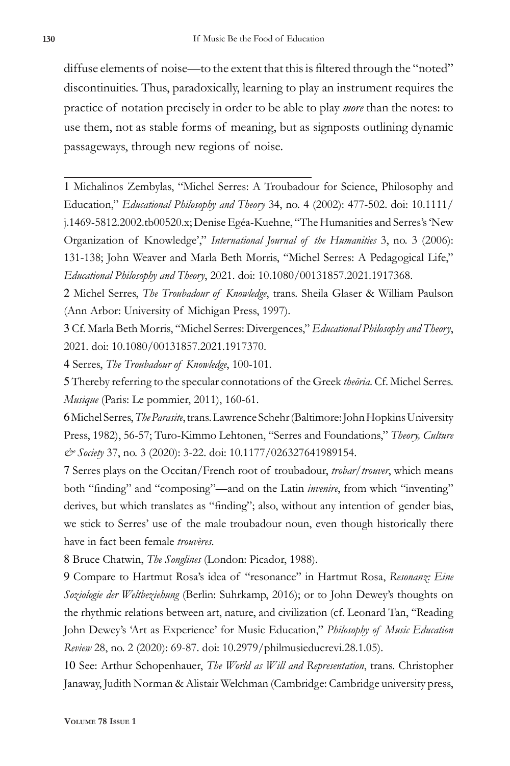diffuse elements of noise—to the extent that this is filtered through the "noted" discontinuities. Thus, paradoxically, learning to play an instrument requires the practice of notation precisely in order to be able to play *more* than the notes: to use them, not as stable forms of meaning, but as signposts outlining dynamic passageways, through new regions of noise.

---

1 Michalinos Zembylas, "Michel Serres: A Troubadour for Science, Philosophy and Education," *Educational Philosophy and Theory* 34, no. 4 (2002): 477-502. doi: 10.1111/j.1469-5812.2002.tb00520.x; Denise Egéa-Kuehne, "The Humanities and Serres's 'New Organization of Knowledge'," *International Journal of the Humanities* 3, no. 3 (2006): 131-138; John Weaver and Marla Beth Morris, "Michel Serres: A Pedagogical Life," *Educational Philosophy and Theory*, 2021. doi: 10.1080/00131857.2021.1917368.

2 Michel Serres, *The Troubadour of Knowledge*, trans. Sheila Glaser & William Paulson (Ann Arbor: University of Michigan Press, 1997).

3 Cf. Marla Beth Morris, "Michel Serres: Divergences," *Educational Philosophy and Theory*, 2021. doi: 10.1080/00131857.2021.1917370.

4 Serres, *The Troubadour of Knowledge*, 100-101.

5 Thereby referring to the specular connotations of the Greek *theōria*. Cf. Michel Serres. *Musique* (Paris: Le pommier, 2011), 160-61.

6 Michel Serres, *The Parasite*, trans. Lawrence Schehr (Baltimore: John Hopkins University Press, 1982), 56-57; Turo-Kimmo Lehtonen, "Serres and Foundations," *Theory, Culture & Society* 37, no. 3 (2020): 3-22. doi: 10.1177/026327641989154.

7 Serres plays on the Occitan/French root of troubadour, *trobar/trouver*, which means both "finding" and "composing"—and on the Latin *invenire*, from which "inventing" derives, but which translates as "finding"; also, without any intention of gender bias, we stick to Serres' use of the male troubadour noun, even though historically there have in fact been female *trouvères*.

8 Bruce Chatwin, *The Songlines* (London: Picador, 1988).

9 Compare to Hartmut Rosa's idea of "resonance" in Hartmut Rosa, *Resonanz: Eine Soziologie der Weltbeziehung* (Berlin: Suhrkamp, 2016); or to John Dewey's thoughts on the rhythmic relations between art, nature, and civilization (cf. Leonard Tan, "Reading John Dewey's 'Art as Experience' for Music Education," *Philosophy of Music Education Review* 28, no. 2 (2020): 69-87. doi: 10.2979/philmusieducrevi.28.1.05).

10 See: Arthur Schopenhauer, *The World as Will and Representation*, trans. Christopher Janaway, Judith Norman & Alistair Welchman (Cambridge: Cambridge university press,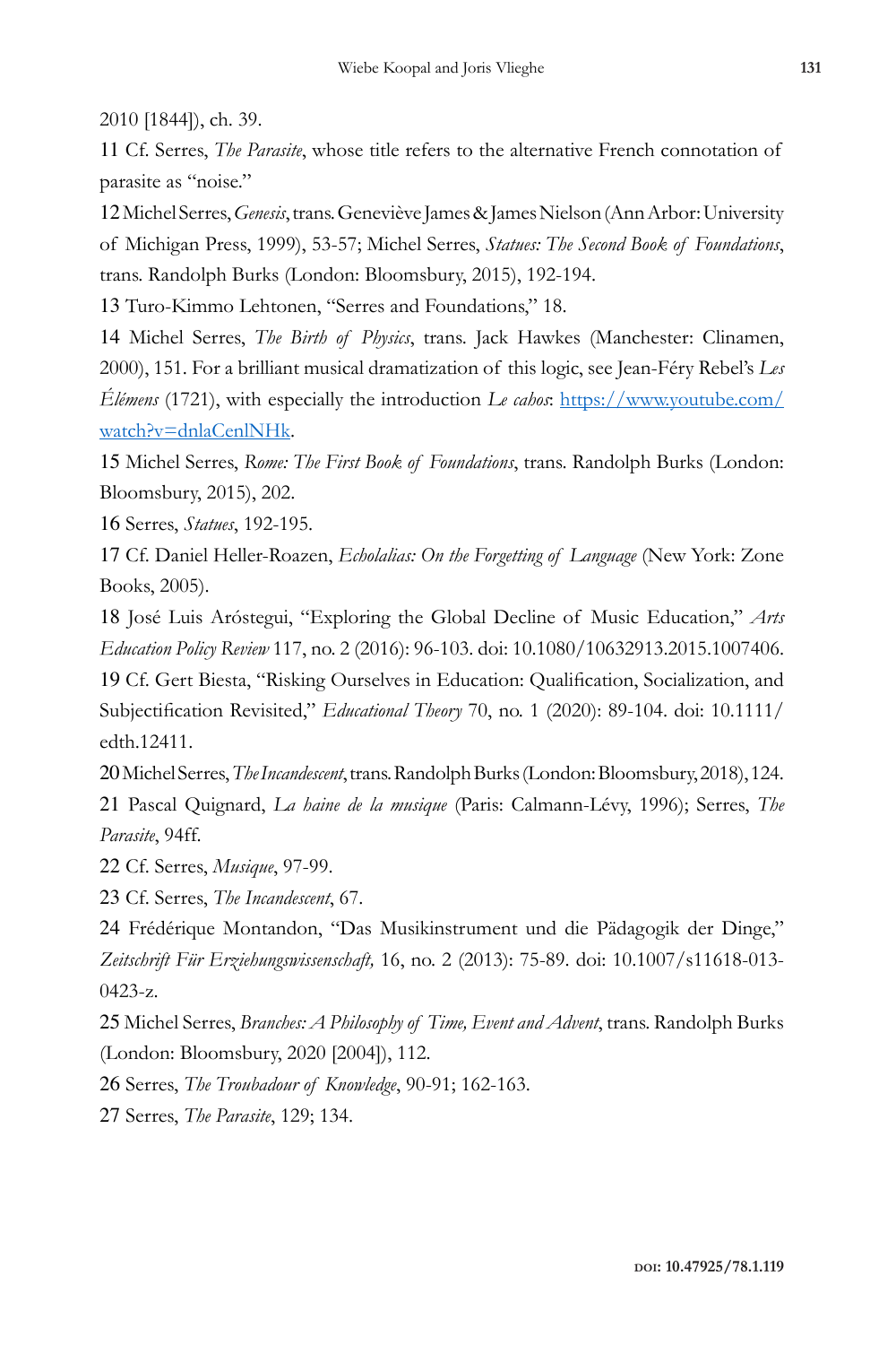2010 [1844]), ch. 39.

11 Cf. Serres, *The Parasite*, whose title refers to the alternative French connotation of parasite as "noise."

12 Michel Serres, *Genesis*, trans. Geneviève James & James Nielson (Ann Arbor: University of Michigan Press, 1999), 53-57; Michel Serres, *Statues: The Second Book of Foundations*, trans. Randolph Burks (London: Bloomsbury, 2015), 192-194.

13 Turo-Kimmo Lehtonen, "Serres and Foundations," 18.

14 Michel Serres, *The Birth of Physics*, trans. Jack Hawkes (Manchester: Clinamen, 2000), 151. For a brilliant musical dramatization of this logic, see Jean-Féry Rebel's *Les Élémens* (1721), with especially the introduction *Le cahos*: [https://www.youtube.com/watch?v=dnlaCenlNHk](https://www.youtube.com/watch?v=dnlaCenlNHk).

15 Michel Serres, *Rome: The First Book of Foundations*, trans. Randolph Burks (London: Bloomsbury, 2015), 202.

16 Serres, *Statues*, 192-195.

17 Cf. Daniel Heller-Roazen, *Echolalias: On the Forgetting of Language* (New York: Zone Books, 2005).

18 José Luis Aróstegui, "Exploring the Global Decline of Music Education," *Arts Education Policy Review* 117, no. 2 (2016): 96-103. doi: 10.1080/10632913.2015.1007406.

19 Cf. Gert Biesta, "Risking Ourselves in Education: Qualification, Socialization, and Subjectification Revisited," *Educational Theory* 70, no. 1 (2020): 89-104. doi: 10.1111/edth.12411.

20 Michel Serres, *The Incandescent*, trans. Randolph Burks (London: Bloomsbury, 2018), 124.

21 Pascal Quignard, *La haine de la musique* (Paris: Calmann-Lévy, 1996); Serres, *The Parasite*, 94ff.

22 Cf. Serres, *Musique*, 97-99.

23 Cf. Serres, *The Incandescent*, 67.

24 Frédérique Montandon, "Das Musikinstrument und die Pädagogik der Dinge," *Zeitschrift Für Erziehungswissenschaft,* 16, no. 2 (2013): 75-89. doi: 10.1007/s11618-013-0423-z.

25 Michel Serres, *Branches: A Philosophy of Time, Event and Advent*, trans. Randolph Burks (London: Bloomsbury, 2020 [2004]), 112.

26 Serres, *The Troubadour of Knowledge*, 90-91; 162-163.

27 Serres, *The Parasite*, 129; 134.